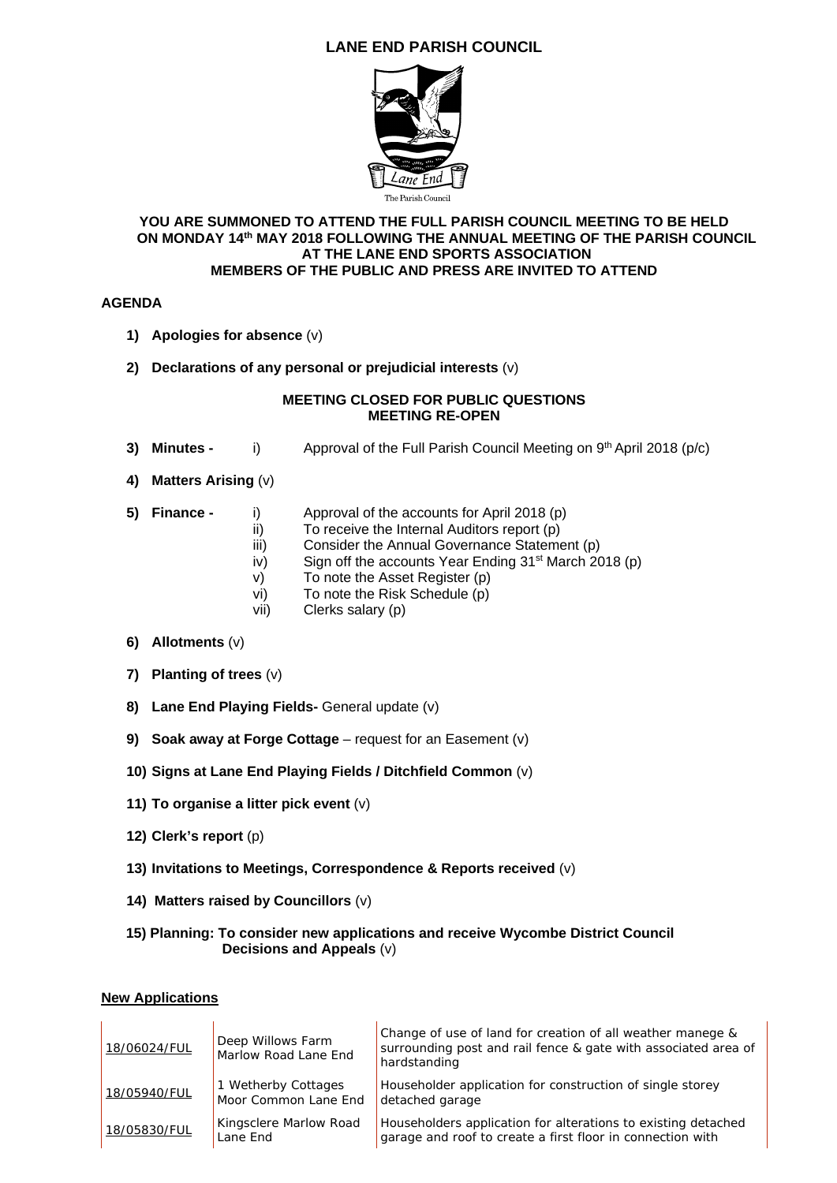# LANE END PARISH COUNCIL

The Parish Council

**YOU ARE SUMMONED TO ATTEND THE FULL PARISH COUNCIL MEETING TO BE HELD ON MONDAY 14th MAY 2018 FOLLOWING THE ANNUAL MEETING OF THE PARISH COUNCIL AT THE LANE END SPORTS ASSOCIATION**
**MEMBERS OF THE PUBLIC AND PRESS ARE INVITED TO ATTEND**

## AGENDA

1) **Apologies for absence** (v)

2) **Declarations of any personal or prejudicial interests** (v)

**MEETING CLOSED FOR PUBLIC QUESTIONS**
**MEETING RE-OPEN**

3) **Minutes -** i) Approval of the Full Parish Council Meeting on 9th April 2018 (p/c)

4) **Matters Arising** (v)

5) **Finance -**
   i) Approval of the accounts for April 2018 (p)
   ii) To receive the Internal Auditors report (p)
   iii) Consider the Annual Governance Statement (p)
   iv) Sign off the accounts Year Ending 31st March 2018 (p)
   v) To note the Asset Register (p)
   vi) To note the Risk Schedule (p)
   vii) Clerks salary (p)

6) **Allotments** (v)

7) **Planting of trees** (v)

8) **Lane End Playing Fields-** General update (v)

9) **Soak away at Forge Cottage** – request for an Easement (v)

10) **Signs at Lane End Playing Fields / Ditchfield Common** (v)

11) **To organise a litter pick event** (v)

12) **Clerk's report** (p)

13) **Invitations to Meetings, Correspondence & Reports received** (v)

14) **Matters raised by Councillors** (v)

15) **Planning: To consider new applications and receive Wycombe District Council Decisions and Appeals** (v)

**New Applications**

| | | |
|---|---|---|
| 18/06024/FUL | Deep Willows Farm Marlow Road Lane End | Change of use of land for creation of all weather manege & surrounding post and rail fence & gate with associated area of hardstanding |
| 18/05940/FUL | 1 Wetherby Cottages Moor Common Lane End | Householder application for construction of single storey detached garage |
| 18/05830/FUL | Kingsclere Marlow Road Lane End | Householders application for alterations to existing detached garage and roof to create a first floor in connection with |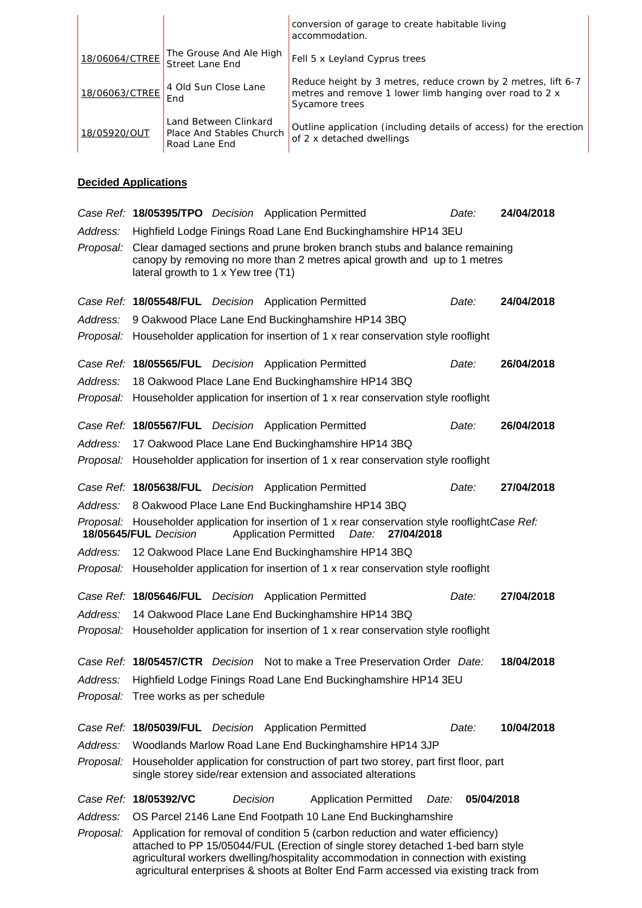| | | |
|---|---|---|
| | | conversion of garage to create habitable living accommodation. |
| 18/06064/CTREE | The Grouse And Ale High Street Lane End | Fell 5 x Leyland Cyprus trees |
| 18/06063/CTREE | 4 Old Sun Close Lane End | Reduce height by 3 metres, reduce crown by 2 metres, lift 6-7 metres and remove 1 lower limb hanging over road to 2 x Sycamore trees |
| 18/05920/OUT | Land Between Clinkard Place And Stables Church Road Lane End | Outline application (including details of access) for the erection of 2 x detached dwellings |

**Decided Applications**

*Case Ref:* **18/05395/TPO** *Decision* Application Permitted *Date:* **24/04/2018**
*Address:* Highfield Lodge Finings Road Lane End Buckinghamshire HP14 3EU
*Proposal:* Clear damaged sections and prune broken branch stubs and balance remaining canopy by removing no more than 2 metres apical growth and up to 1 metres lateral growth to 1 x Yew tree (T1)

*Case Ref:* **18/05548/FUL** *Decision* Application Permitted *Date:* **24/04/2018**
*Address:* 9 Oakwood Place Lane End Buckinghamshire HP14 3BQ
*Proposal:* Householder application for insertion of 1 x rear conservation style rooflight

*Case Ref:* **18/05565/FUL** *Decision* Application Permitted *Date:* **26/04/2018**
*Address:* 18 Oakwood Place Lane End Buckinghamshire HP14 3BQ
*Proposal:* Householder application for insertion of 1 x rear conservation style rooflight

*Case Ref:* **18/05567/FUL** *Decision* Application Permitted *Date:* **26/04/2018**
*Address:* 17 Oakwood Place Lane End Buckinghamshire HP14 3BQ
*Proposal:* Householder application for insertion of 1 x rear conservation style rooflight

*Case Ref:* **18/05638/FUL** *Decision* Application Permitted *Date:* **27/04/2018**
*Address:* 8 Oakwood Place Lane End Buckinghamshire HP14 3BQ
*Proposal:* Householder application for insertion of 1 x rear conservation style rooflight

*Case Ref:* **18/05645/FUL** *Decision* Application Permitted *Date:* **27/04/2018**
*Address:* 12 Oakwood Place Lane End Buckinghamshire HP14 3BQ
*Proposal:* Householder application for insertion of 1 x rear conservation style rooflight

*Case Ref:* **18/05646/FUL** *Decision* Application Permitted *Date:* **27/04/2018**
*Address:* 14 Oakwood Place Lane End Buckinghamshire HP14 3BQ
*Proposal:* Householder application for insertion of 1 x rear conservation style rooflight

*Case Ref:* **18/05457/CTR** *Decision* Not to make a Tree Preservation Order *Date:* **18/04/2018**
*Address:* Highfield Lodge Finings Road Lane End Buckinghamshire HP14 3EU
*Proposal:* Tree works as per schedule

*Case Ref:* **18/05039/FUL** *Decision* Application Permitted *Date:* **10/04/2018**
*Address:* Woodlands Marlow Road Lane End Buckinghamshire HP14 3JP
*Proposal:* Householder application for construction of part two storey, part first floor, part single storey side/rear extension and associated alterations

*Case Ref:* **18/05392/VC** *Decision* Application Permitted *Date:* **05/04/2018**
*Address:* OS Parcel 2146 Lane End Footpath 10 Lane End Buckinghamshire
*Proposal:* Application for removal of condition 5 (carbon reduction and water efficiency) attached to PP 15/05044/FUL (Erection of single storey detached 1-bed barn style agricultural workers dwelling/hospitality accommodation in connection with existing agricultural enterprises & shoots at Bolter End Farm accessed via existing track from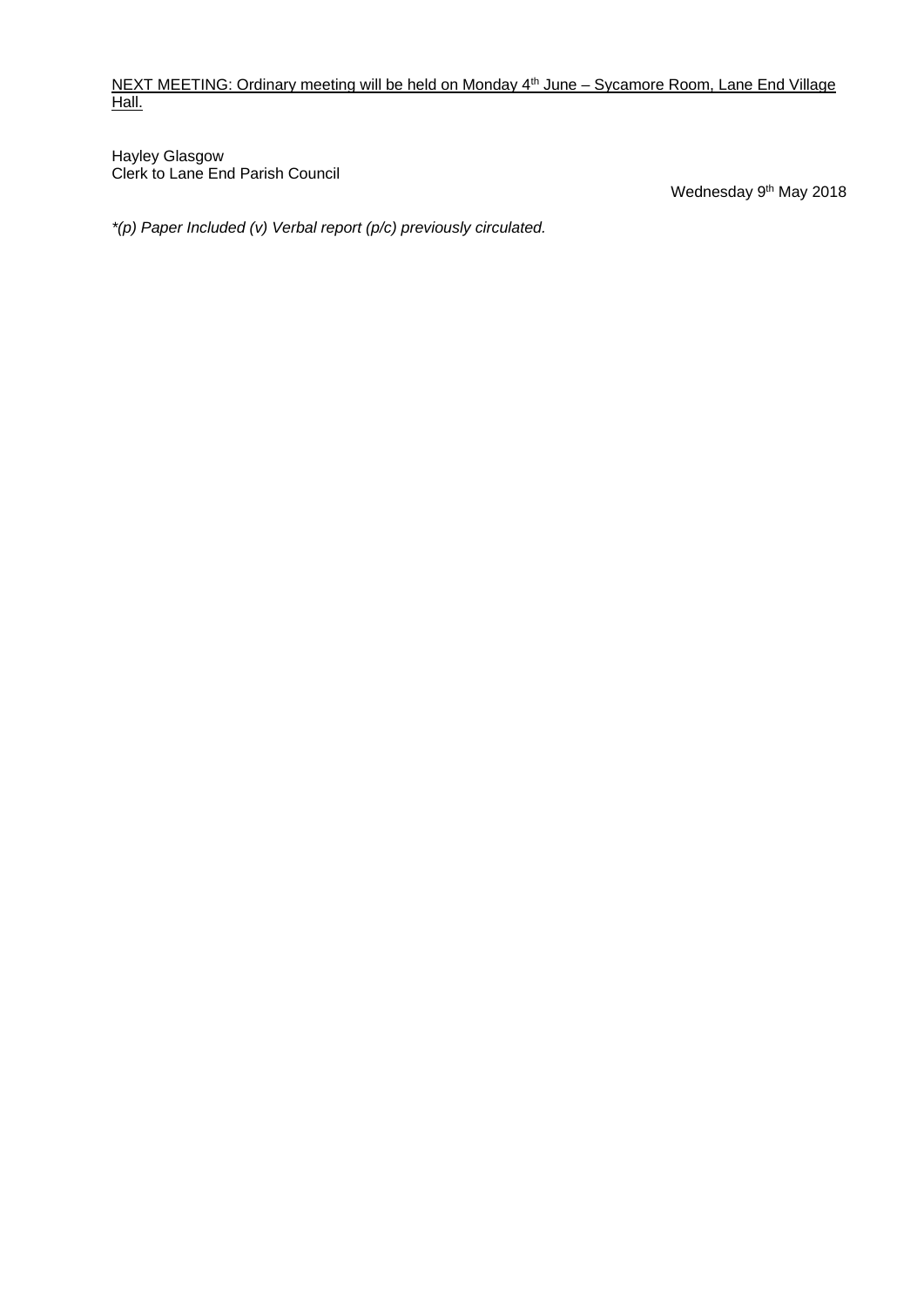<u>NEXT MEETING: Ordinary meeting will be held on Monday 4th June – Sycamore Room, Lane End Village Hall.</u>

Hayley Glasgow
Clerk to Lane End Parish Council

Wednesday 9th May 2018

*\*(p) Paper Included (v) Verbal report (p/c) previously circulated.*